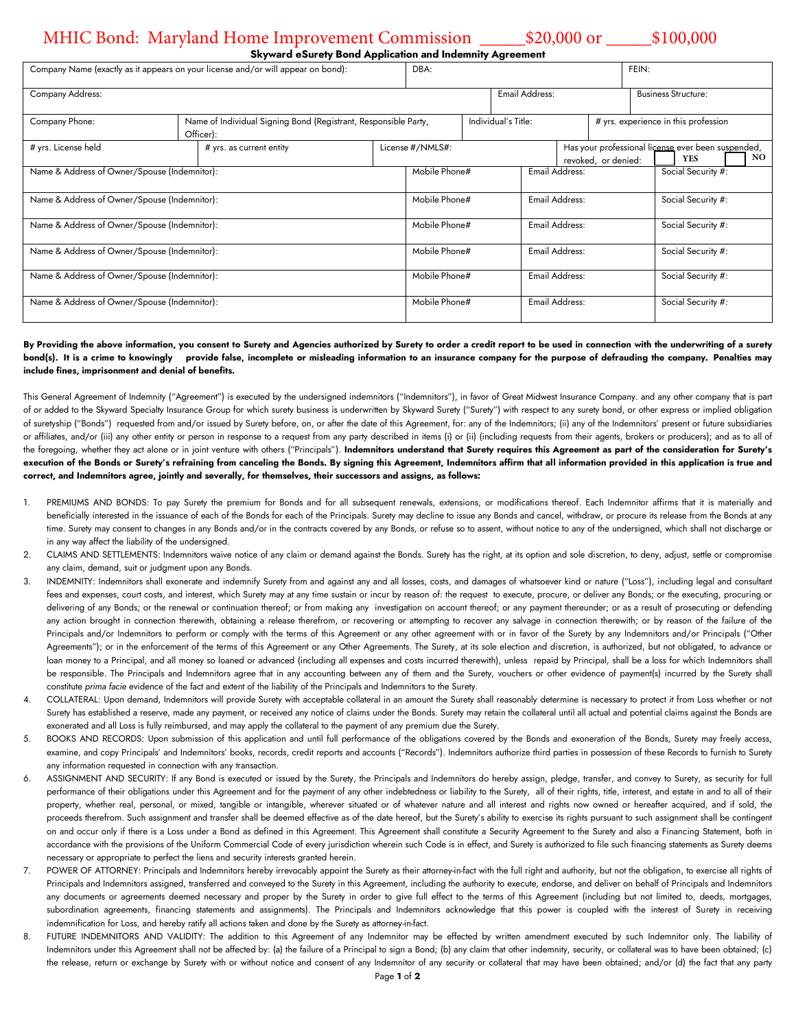# MHIC Bond: Maryland Home Improvement Commission \_\_\_\_\_$20,000 or \_\_\_\_\_$100,000

**Skyward eSurety Bond Application and Indemnity Agreement**

| Company Name (exactly as it appears on your license and/or will appear on bond): | | DBA: | | FEIN: |
|---|---|---|---|---|
| Company Address: | | | Email Address: | Business Structure: |
| Company Phone: | Name of Individual Signing Bond (Registrant, Responsible Party, Officer): | Individual's Title: | | # yrs. experience in this profession |
| # yrs. License held | # yrs. as current entity | License #/NMLS#: | | Has your professional license ever been suspended, revoked, or denied: ☐ YES ☐ NO |

| Name & Address of Owner/Spouse (Indemnitor): | Mobile Phone# | Email Address: | Social Security #: |
|---|---|---|---|
| Name & Address of Owner/Spouse (Indemnitor): | Mobile Phone# | Email Address: | Social Security #: |
| Name & Address of Owner/Spouse (Indemnitor): | Mobile Phone# | Email Address: | Social Security #: |
| Name & Address of Owner/Spouse (Indemnitor): | Mobile Phone# | Email Address: | Social Security #: |
| Name & Address of Owner/Spouse (Indemnitor): | Mobile Phone# | Email Address: | Social Security #: |
| Name & Address of Owner/Spouse (Indemnitor): | Mobile Phone# | Email Address: | Social Security #: |

**By Providing the above information, you consent to Surety and Agencies authorized by Surety to order a credit report to be used in connection with the underwriting of a surety bond(s). It is a crime to knowingly provide false, incomplete or misleading information to an insurance company for the purpose of defrauding the company. Penalties may include fines, imprisonment and denial of benefits.**

This General Agreement of Indemnity ("Agreement") is executed by the undersigned indemnitors ("Indemnitors"), in favor of Great Midwest Insurance Company. and any other company that is part of or added to the Skyward Specialty Insurance Group for which surety business is underwritten by Skyward Surety ("Surety") with respect to any surety bond, or other express or implied obligation of suretyship ("Bonds") requested from and/or issued by Surety before, on, or after the date of this Agreement, for: any of the Indemnitors; (ii) any of the Indemnitors' present or future subsidiaries or affiliates, and/or (iii) any other entity or person in response to a request from any party described in items (i) or (ii) (including requests from their agents, brokers or producers); and as to all of the foregoing, whether they act alone or in joint venture with others ("Principals"). **Indemnitors understand that Surety requires this Agreement as part of the consideration for Surety's execution of the Bonds or Surety's refraining from canceling the Bonds. By signing this Agreement, Indemnitors affirm that all information provided in this application is true and correct, and Indemnitors agree, jointly and severally, for themselves, their successors and assigns, as follows:**

1. PREMIUMS AND BONDS: To pay Surety the premium for Bonds and for all subsequent renewals, extensions, or modifications thereof. Each Indemnitor affirms that it is materially and beneficially interested in the issuance of each of the Bonds for each of the Principals. Surety may decline to issue any Bonds and cancel, withdraw, or procure its release from the Bonds at any time. Surety may consent to changes in any Bonds and/or in the contracts covered by any Bonds, or refuse so to assent, without notice to any of the undersigned, which shall not discharge or in any way affect the liability of the undersigned.
2. CLAIMS AND SETTLEMENTS: Indemnitors waive notice of any claim or demand against the Bonds. Surety has the right, at its option and sole discretion, to deny, adjust, settle or compromise any claim, demand, suit or judgment upon any Bonds.
3. INDEMNITY: Indemnitors shall exonerate and indemnify Surety from and against any and all losses, costs, and damages of whatsoever kind or nature ("Loss"), including legal and consultant fees and expenses, court costs, and interest, which Surety may at any time sustain or incur by reason of: the request to execute, procure, or deliver any Bonds; or the executing, procuring or delivering of any Bonds; or the renewal or continuation thereof; or from making any investigation on account thereof; or any payment thereunder; or as a result of prosecuting or defending any action brought in connection therewith, obtaining a release therefrom, or recovering or attempting to recover any salvage in connection therewith; or by reason of the failure of the Principals and/or Indemnitors to perform or comply with the terms of this Agreement or any other agreement with or in favor of the Surety by any Indemnitors and/or Principals ("Other Agreements"); or in the enforcement of the terms of this Agreement or any Other Agreements. The Surety, at its sole election and discretion, is authorized, but not obligated, to advance or loan money to a Principal, and all money so loaned or advanced (including all expenses and costs incurred therewith), unless repaid by Principal, shall be a loss for which Indemnitors shall be responsible. The Principals and Indemnitors agree that in any accounting between any of them and the Surety, vouchers or other evidence of payment(s) incurred by the Surety shall constitute *prima facie* evidence of the fact and extent of the liability of the Principals and Indemnitors to the Surety.
4. COLLATERAL: Upon demand, Indemnitors will provide Surety with acceptable collateral in an amount the Surety shall reasonably determine is necessary to protect it from Loss whether or not Surety has established a reserve, made any payment, or received any notice of claims under the Bonds. Surety may retain the collateral until all actual and potential claims against the Bonds are exonerated and all Loss is fully reimbursed, and may apply the collateral to the payment of any premium due the Surety.
5. BOOKS AND RECORDS: Upon submission of this application and until full performance of the obligations covered by the Bonds and exoneration of the Bonds, Surety may freely access, examine, and copy Principals' and Indemnitors' books, records, credit reports and accounts ("Records"). Indemnitors authorize third parties in possession of these Records to furnish to Surety any information requested in connection with any transaction.
6. ASSIGNMENT AND SECURITY: If any Bond is executed or issued by the Surety, the Principals and Indemnitors do hereby assign, pledge, transfer, and convey to Surety, as security for full performance of their obligations under this Agreement and for the payment of any other indebtedness or liability to the Surety, all of their rights, title, interest, and estate in and to all of their property, whether real, personal, or mixed, tangible or intangible, wherever situated or of whatever nature and all interest and rights now owned or hereafter acquired, and if sold, the proceeds therefrom. Such assignment and transfer shall be deemed effective as of the date hereof, but the Surety's ability to exercise its rights pursuant to such assignment shall be contingent on and occur only if there is a Loss under a Bond as defined in this Agreement. This Agreement shall constitute a Security Agreement to the Surety and also a Financing Statement, both in accordance with the provisions of the Uniform Commercial Code of every jurisdiction wherein such Code is in effect, and Surety is authorized to file such financing statements as Surety deems necessary or appropriate to perfect the liens and security interests granted herein.
7. POWER OF ATTORNEY: Principals and Indemnitors hereby irrevocably appoint the Surety as their attorney-in-fact with the full right and authority, but not the obligation, to exercise all rights of Principals and Indemnitors assigned, transferred and conveyed to the Surety in this Agreement, including the authority to execute, endorse, and deliver on behalf of Principals and Indemnitors any documents or agreements deemed necessary and proper by the Surety in order to give full effect to the terms of this Agreement (including but not limited to, deeds, mortgages, subordination agreements, financing statements and assignments). The Principals and Indemnitors acknowledge that this power is coupled with the interest of Surety in receiving indemnification for Loss, and hereby ratify all actions taken and done by the Surety as attorney-in-fact.
8. FUTURE INDEMNITORS AND VALIDITY: The addition to this Agreement of any Indemnitor may be effected by written amendment executed by such Indemnitor only. The liability of Indemnitors under this Agreement shall not be affected by: (a) the failure of a Principal to sign a Bond; (b) any claim that other indemnity, security, or collateral was to have been obtained; (c) the release, return or exchange by Surety with or without notice and consent of any Indemnitor of any security or collateral that may have been obtained; and/or (d) the fact that any party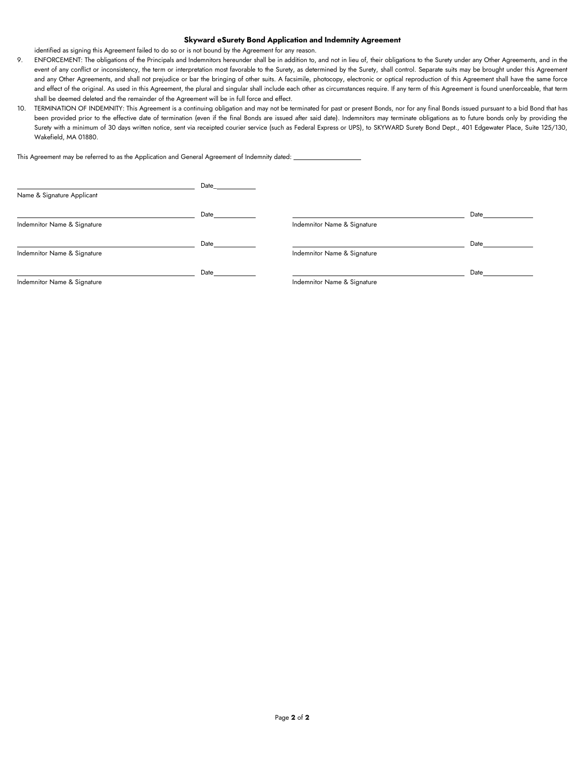## Skyward eSurety Bond Application and Indemnity Agreement

identified as signing this Agreement failed to do so or is not bound by the Agreement for any reason.

9. ENFORCEMENT: The obligations of the Principals and Indemnitors hereunder shall be in addition to, and not in lieu of, their obligations to the Surety under any Other Agreements, and in the event of any conflict or inconsistency, the term or interpretation most favorable to the Surety, as determined by the Surety, shall control. Separate suits may be brought under this Agreement and any Other Agreements, and shall not prejudice or bar the bringing of other suits. A facsimile, photocopy, electronic or optical reproduction of this Agreement shall have the same force and effect of the original. As used in this Agreement, the plural and singular shall include each other as circumstances require. If any term of this Agreement is found unenforceable, that term shall be deemed deleted and the remainder of the Agreement will be in full force and effect.
10. TERMINATION OF INDEMNITY: This Agreement is a continuing obligation and may not be terminated for past or present Bonds, nor for any final Bonds issued pursuant to a bid Bond that has been provided prior to the effective date of termination (even if the final Bonds are issued after said date). Indemnitors may terminate obligations as to future bonds only by providing the Surety with a minimum of 30 days written notice, sent via receipted courier service (such as Federal Express or UPS), to SKYWARD Surety Bond Dept., 401 Edgewater Place, Suite 125/130, Wakefield, MA 01880.

This Agreement may be referred to as the Application and General Agreement of Indemnity dated: ____________________

______________________________________ Date____________
Name & Signature Applicant

______________________________________ Date____________
Indemnitor Name & Signature

______________________________________ Date____________
Indemnitor Name & Signature

______________________________________ Date____________
Indemnitor Name & Signature

______________________________________ Date____________
Indemnitor Name & Signature

______________________________________ Date____________
Indemnitor Name & Signature

______________________________________ Date____________
Indemnitor Name & Signature